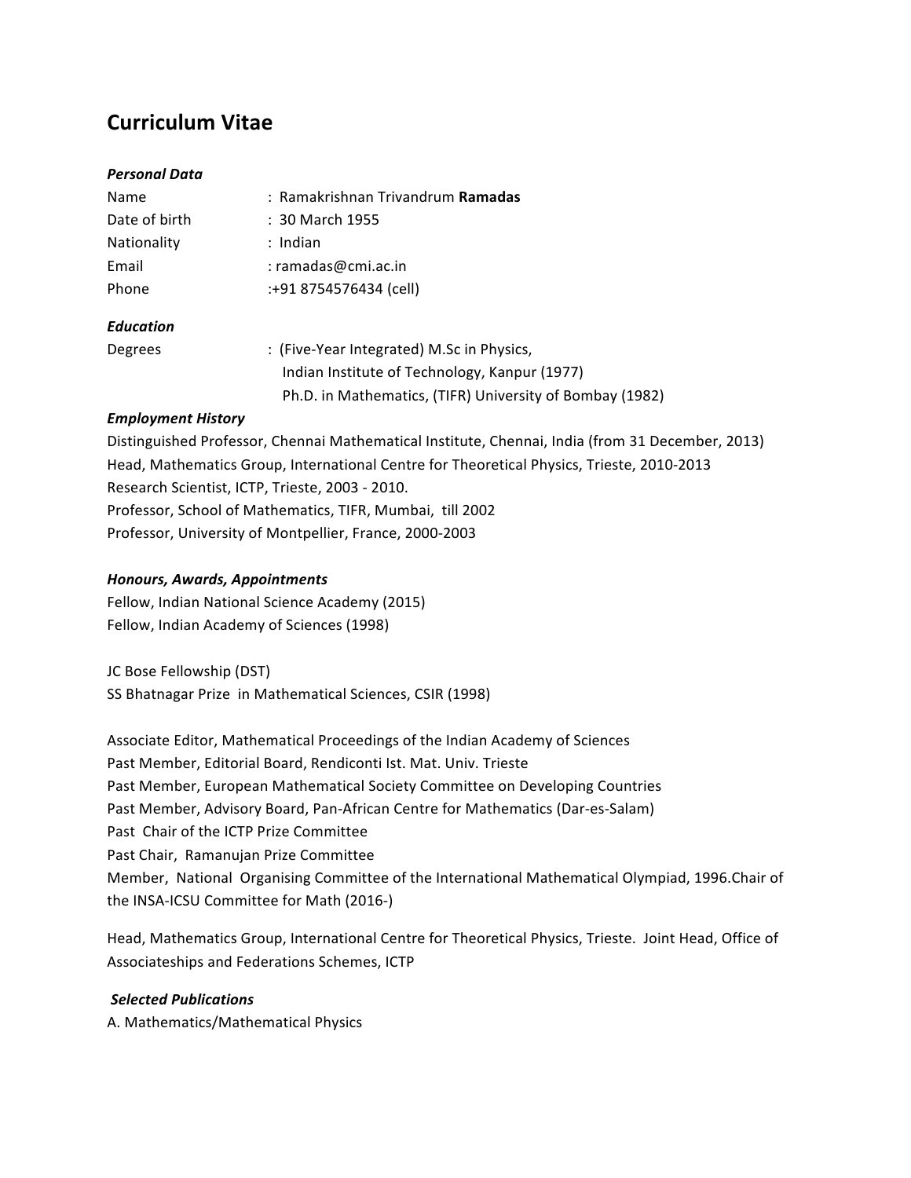# Curriculum Vitae

### *Personal Data*

| | |
|---|---|
| Name | : Ramakrishnan Trivandrum **Ramadas** |
| Date of birth | : 30 March 1955 |
| Nationality | : Indian |
| Email | : ramadas@cmi.ac.in |
| Phone | :+91 8754576434 (cell) |

### *Education*

Degrees : (Five-Year Integrated) M.Sc in Physics,
Indian Institute of Technology, Kanpur (1977)
Ph.D. in Mathematics, (TIFR) University of Bombay (1982)

### *Employment History*

Distinguished Professor, Chennai Mathematical Institute, Chennai, India (from 31 December, 2013)
Head, Mathematics Group, International Centre for Theoretical Physics, Trieste, 2010-2013
Research Scientist, ICTP, Trieste, 2003 - 2010.
Professor, School of Mathematics, TIFR, Mumbai, till 2002
Professor, University of Montpellier, France, 2000-2003

### *Honours, Awards, Appointments*

Fellow, Indian National Science Academy (2015)
Fellow, Indian Academy of Sciences (1998)

JC Bose Fellowship (DST)
SS Bhatnagar Prize in Mathematical Sciences, CSIR (1998)

Associate Editor, Mathematical Proceedings of the Indian Academy of Sciences
Past Member, Editorial Board, Rendiconti Ist. Mat. Univ. Trieste
Past Member, European Mathematical Society Committee on Developing Countries
Past Member, Advisory Board, Pan-African Centre for Mathematics (Dar-es-Salam)
Past Chair of the ICTP Prize Committee
Past Chair, Ramanujan Prize Committee
Member, National Organising Committee of the International Mathematical Olympiad, 1996.Chair of the INSA-ICSU Committee for Math (2016-)

Head, Mathematics Group, International Centre for Theoretical Physics, Trieste. Joint Head, Office of Associateships and Federations Schemes, ICTP

### *Selected Publications*

A. Mathematics/Mathematical Physics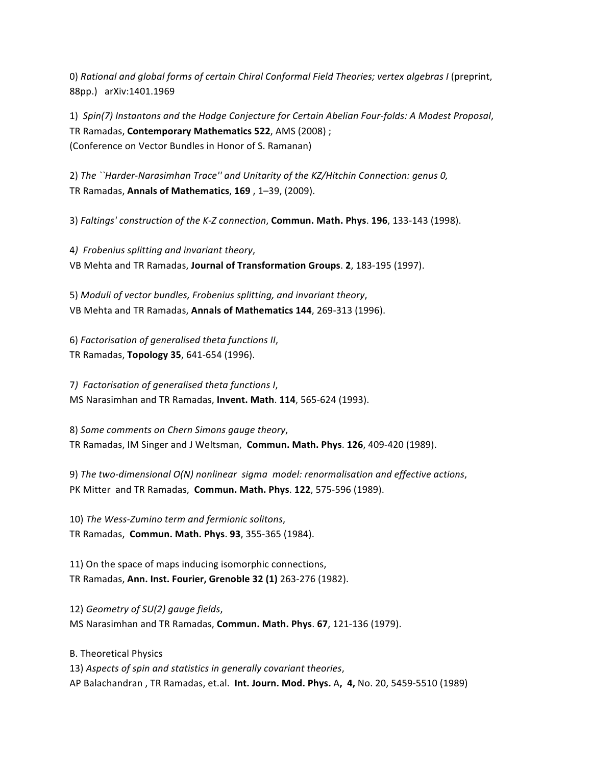0) *Rational and global forms of certain Chiral Conformal Field Theories; vertex algebras I* (preprint, 88pp.)   arXiv:1401.1969

1) *Spin(7) Instantons and the Hodge Conjecture for Certain Abelian Four-folds: A Modest Proposal*, TR Ramadas, **Contemporary Mathematics 522**, AMS (2008) ;
(Conference on Vector Bundles in Honor of S. Ramanan)

2) *The ``Harder-Narasimhan Trace'' and Unitarity of the KZ/Hitchin Connection: genus 0,* TR Ramadas, **Annals of Mathematics**, **169** , 1–39, (2009).

3) *Faltings' construction of the K-Z connection*, **Commun. Math. Phys**. **196**, 133-143 (1998).

4) *Frobenius splitting and invariant theory*,
VB Mehta and TR Ramadas, **Journal of Transformation Groups**. **2**, 183-195 (1997).

5) *Moduli of vector bundles, Frobenius splitting, and invariant theory*,
VB Mehta and TR Ramadas, **Annals of Mathematics 144**, 269-313 (1996).

6) *Factorisation of generalised theta functions II*,
TR Ramadas, **Topology 35**, 641-654 (1996).

7) *Factorisation of generalised theta functions I*,
MS Narasimhan and TR Ramadas, **Invent. Math**. **114**, 565-624 (1993).

8) *Some comments on Chern Simons gauge theory*,
TR Ramadas, IM Singer and J Weltsman, **Commun. Math. Phys**. **126**, 409-420 (1989).

9) *The two-dimensional O(N) nonlinear sigma model: renormalisation and effective actions*,
PK Mitter and TR Ramadas, **Commun. Math. Phys**. **122**, 575-596 (1989).

10) *The Wess-Zumino term and fermionic solitons*,
TR Ramadas, **Commun. Math. Phys**. **93**, 355-365 (1984).

11) On the space of maps inducing isomorphic connections,
TR Ramadas, **Ann. Inst. Fourier, Grenoble 32 (1)** 263-276 (1982).

12) *Geometry of SU(2) gauge fields*,
MS Narasimhan and TR Ramadas, **Commun. Math. Phys**. **67**, 121-136 (1979).

B. Theoretical Physics

13) *Aspects of spin and statistics in generally covariant theories*,
AP Balachandran , TR Ramadas, et.al. **Int. Journ. Mod. Phys.** A**, 4,** No. 20, 5459-5510 (1989)